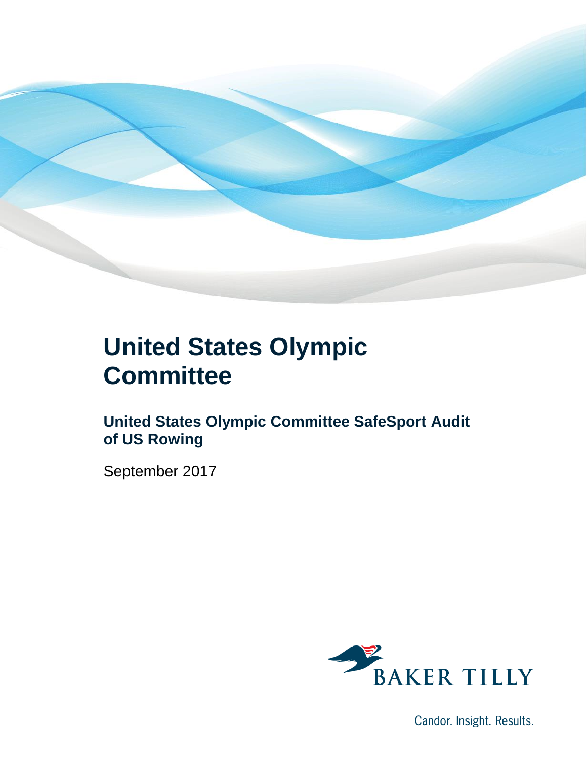# United States Olympic Committee

## United States Olympic Committee SafeSport Audit of US Rowing

September 2017

BAKER TILLY

Candor. Insight. Results.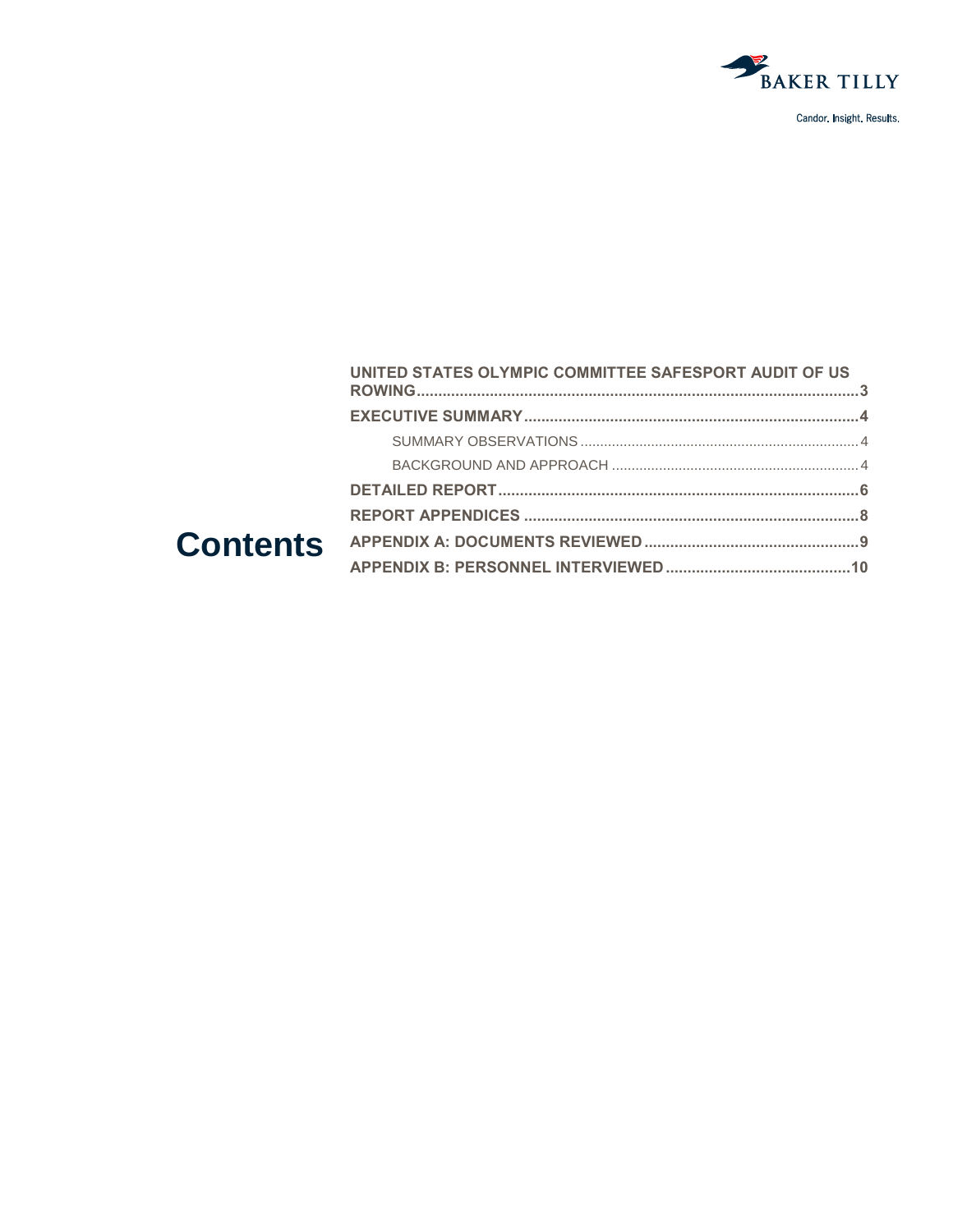# Contents

- **UNITED STATES OLYMPIC COMMITTEE SAFESPORT AUDIT OF US ROWING** ........ 3
- **EXECUTIVE SUMMARY** ........ 4
  - SUMMARY OBSERVATIONS ........ 4
  - BACKGROUND AND APPROACH ........ 4
- **DETAILED REPORT** ........ 6
- **REPORT APPENDICES** ........ 8
- **APPENDIX A: DOCUMENTS REVIEWED** ........ 9
- **APPENDIX B: PERSONNEL INTERVIEWED** ........ 10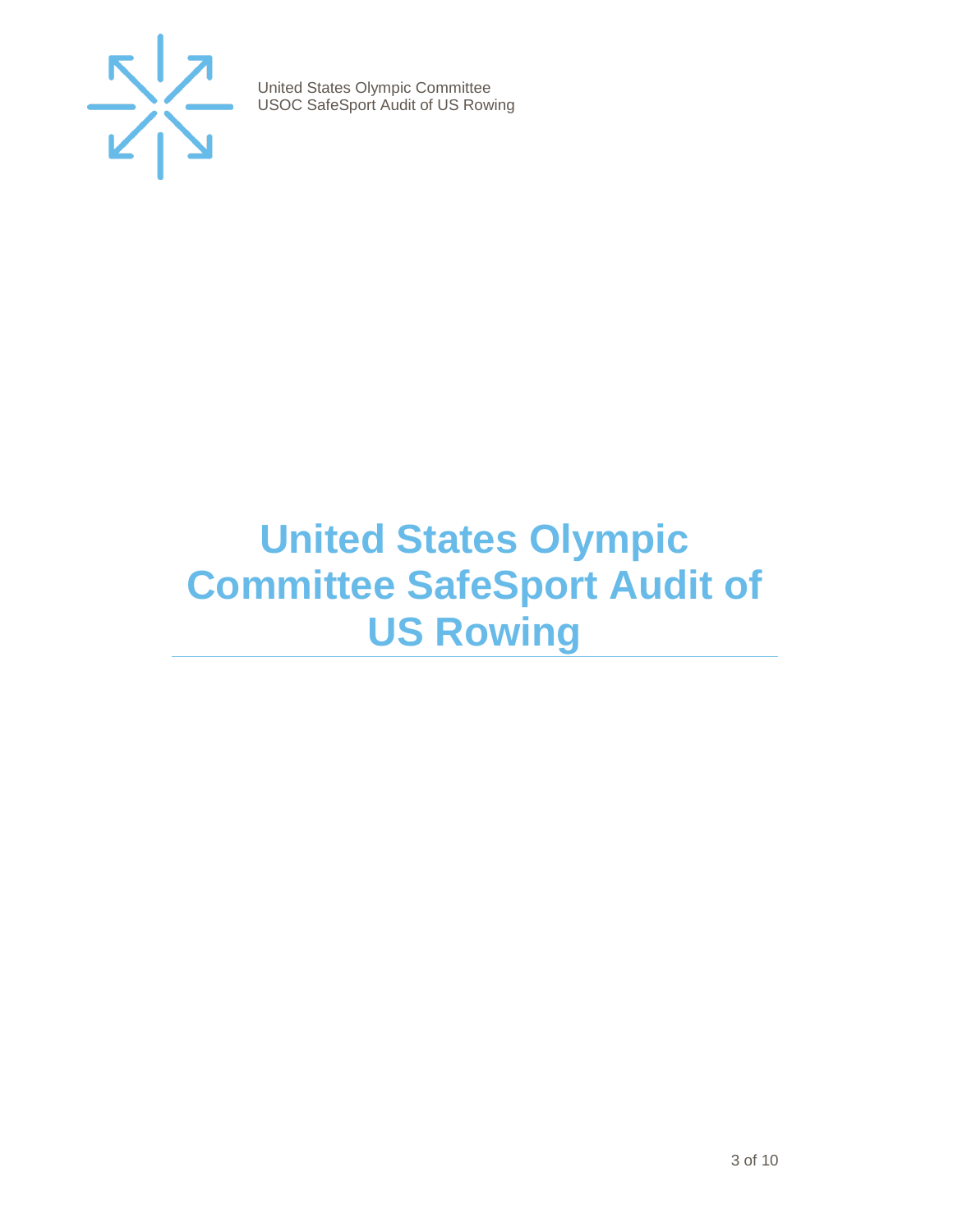# United States Olympic Committee SafeSport Audit of US Rowing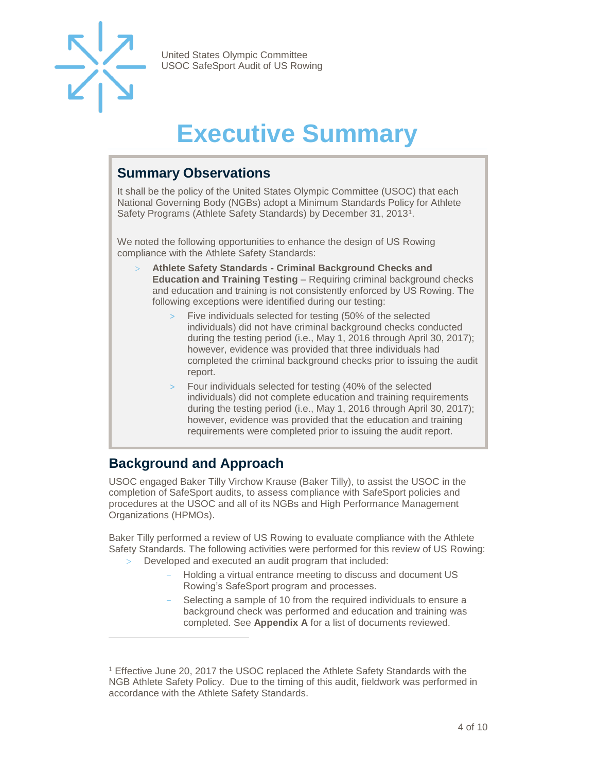# Executive Summary

## Summary Observations

It shall be the policy of the United States Olympic Committee (USOC) that each National Governing Body (NGBs) adopt a Minimum Standards Policy for Athlete Safety Programs (Athlete Safety Standards) by December 31, 2013[1].

We noted the following opportunities to enhance the design of US Rowing compliance with the Athlete Safety Standards:

- **Athlete Safety Standards - Criminal Background Checks and Education and Training Testing** – Requiring criminal background checks and education and training is not consistently enforced by US Rowing. The following exceptions were identified during our testing:
  - Five individuals selected for testing (50% of the selected individuals) did not have criminal background checks conducted during the testing period (i.e., May 1, 2016 through April 30, 2017); however, evidence was provided that three individuals had completed the criminal background checks prior to issuing the audit report.
  - Four individuals selected for testing (40% of the selected individuals) did not complete education and training requirements during the testing period (i.e., May 1, 2016 through April 30, 2017); however, evidence was provided that the education and training requirements were completed prior to issuing the audit report.

## Background and Approach

USOC engaged Baker Tilly Virchow Krause (Baker Tilly), to assist the USOC in the completion of SafeSport audits, to assess compliance with SafeSport policies and procedures at the USOC and all of its NGBs and High Performance Management Organizations (HPMOs).

Baker Tilly performed a review of US Rowing to evaluate compliance with the Athlete Safety Standards. The following activities were performed for this review of US Rowing:

- Developed and executed an audit program that included:
  - Holding a virtual entrance meeting to discuss and document US Rowing's SafeSport program and processes.
  - Selecting a sample of 10 from the required individuals to ensure a background check was performed and education and training was completed. See **Appendix A** for a list of documents reviewed.

---

[1] Effective June 20, 2017 the USOC replaced the Athlete Safety Standards with the NGB Athlete Safety Policy. Due to the timing of this audit, fieldwork was performed in accordance with the Athlete Safety Standards.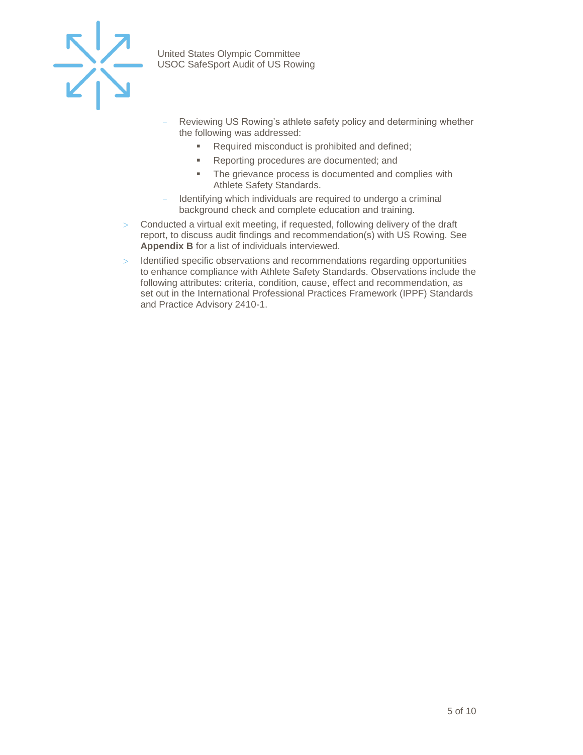- Reviewing US Rowing's athlete safety policy and determining whether the following was addressed:
    - Required misconduct is prohibited and defined;
    - Reporting procedures are documented; and
    - The grievance process is documented and complies with Athlete Safety Standards.
  - Identifying which individuals are required to undergo a criminal background check and complete education and training.
- Conducted a virtual exit meeting, if requested, following delivery of the draft report, to discuss audit findings and recommendation(s) with US Rowing. See **Appendix B** for a list of individuals interviewed.
- Identified specific observations and recommendations regarding opportunities to enhance compliance with Athlete Safety Standards. Observations include the following attributes: criteria, condition, cause, effect and recommendation, as set out in the International Professional Practices Framework (IPPF) Standards and Practice Advisory 2410-1.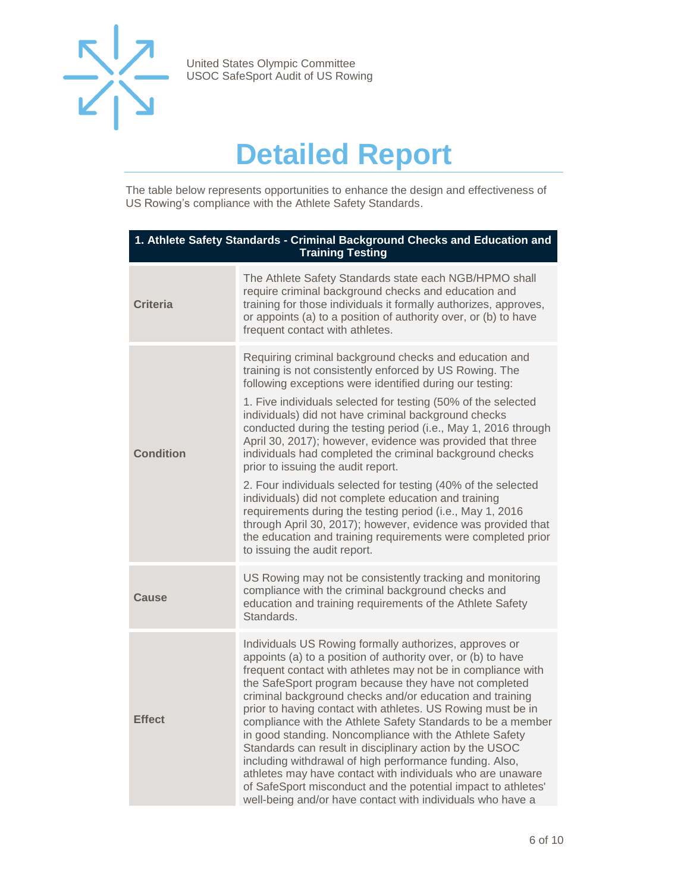# Detailed Report

The table below represents opportunities to enhance the design and effectiveness of US Rowing's compliance with the Athlete Safety Standards.

| 1. Athlete Safety Standards - Criminal Background Checks and Education and Training Testing | |
|---|---|
| **Criteria** | The Athlete Safety Standards state each NGB/HPMO shall require criminal background checks and education and training for those individuals it formally authorizes, approves, or appoints (a) to a position of authority over, or (b) to have frequent contact with athletes. |
| **Condition** | Requiring criminal background checks and education and training is not consistently enforced by US Rowing. The following exceptions were identified during our testing:<br><br>1. Five individuals selected for testing (50% of the selected individuals) did not have criminal background checks conducted during the testing period (i.e., May 1, 2016 through April 30, 2017); however, evidence was provided that three individuals had completed the criminal background checks prior to issuing the audit report.<br><br>2. Four individuals selected for testing (40% of the selected individuals) did not complete education and training requirements during the testing period (i.e., May 1, 2016 through April 30, 2017); however, evidence was provided that the education and training requirements were completed prior to issuing the audit report. |
| **Cause** | US Rowing may not be consistently tracking and monitoring compliance with the criminal background checks and education and training requirements of the Athlete Safety Standards. |
| **Effect** | Individuals US Rowing formally authorizes, approves or appoints (a) to a position of authority over, or (b) to have frequent contact with athletes may not be in compliance with the SafeSport program because they have not completed criminal background checks and/or education and training prior to having contact with athletes. US Rowing must be in compliance with the Athlete Safety Standards to be a member in good standing. Noncompliance with the Athlete Safety Standards can result in disciplinary action by the USOC including withdrawal of high performance funding. Also, athletes may have contact with individuals who are unaware of SafeSport misconduct and the potential impact to athletes' well-being and/or have contact with individuals who have a |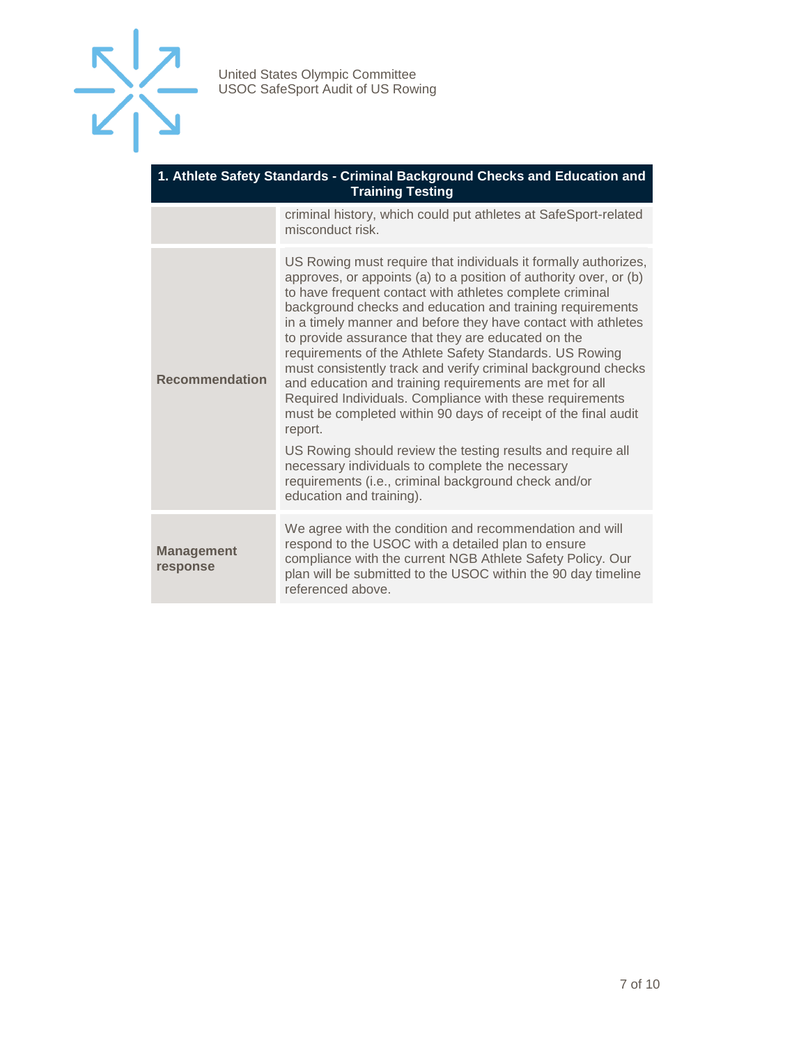| 1. Athlete Safety Standards - Criminal Background Checks and Education and Training Testing | |
|---|---|
| | criminal history, which could put athletes at SafeSport-related misconduct risk. |
| **Recommendation** | US Rowing must require that individuals it formally authorizes, approves, or appoints (a) to a position of authority over, or (b) to have frequent contact with athletes complete criminal background checks and education and training requirements in a timely manner and before they have contact with athletes to provide assurance that they are educated on the requirements of the Athlete Safety Standards. US Rowing must consistently track and verify criminal background checks and education and training requirements are met for all Required Individuals. Compliance with these requirements must be completed within 90 days of receipt of the final audit report.<br><br>US Rowing should review the testing results and require all necessary individuals to complete the necessary requirements (i.e., criminal background check and/or education and training). |
| **Management response** | We agree with the condition and recommendation and will respond to the USOC with a detailed plan to ensure compliance with the current NGB Athlete Safety Policy. Our plan will be submitted to the USOC within the 90 day timeline referenced above. |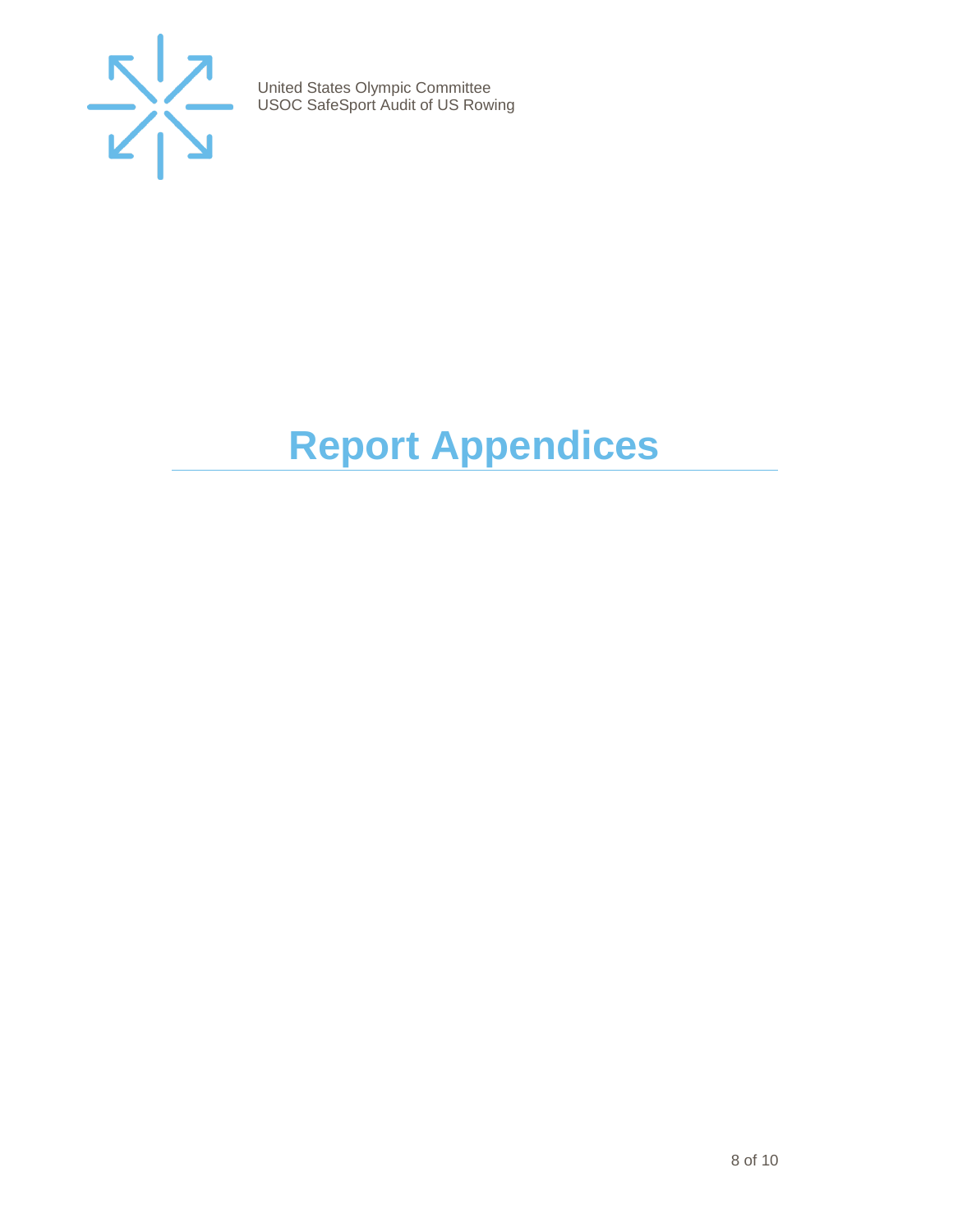# Report Appendices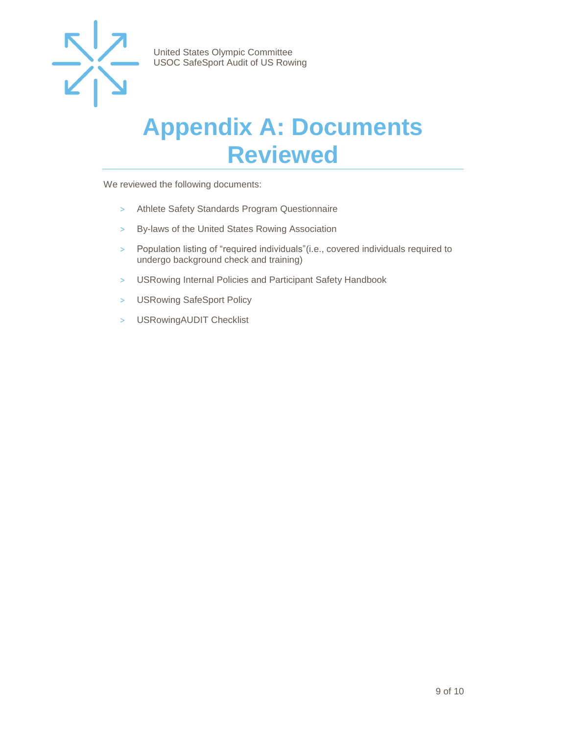# Appendix A: Documents Reviewed

We reviewed the following documents:

- Athlete Safety Standards Program Questionnaire
- By-laws of the United States Rowing Association
- Population listing of “required individuals”(i.e., covered individuals required to undergo background check and training)
- USRowing Internal Policies and Participant Safety Handbook
- USRowing SafeSport Policy
- USRowingAUDIT Checklist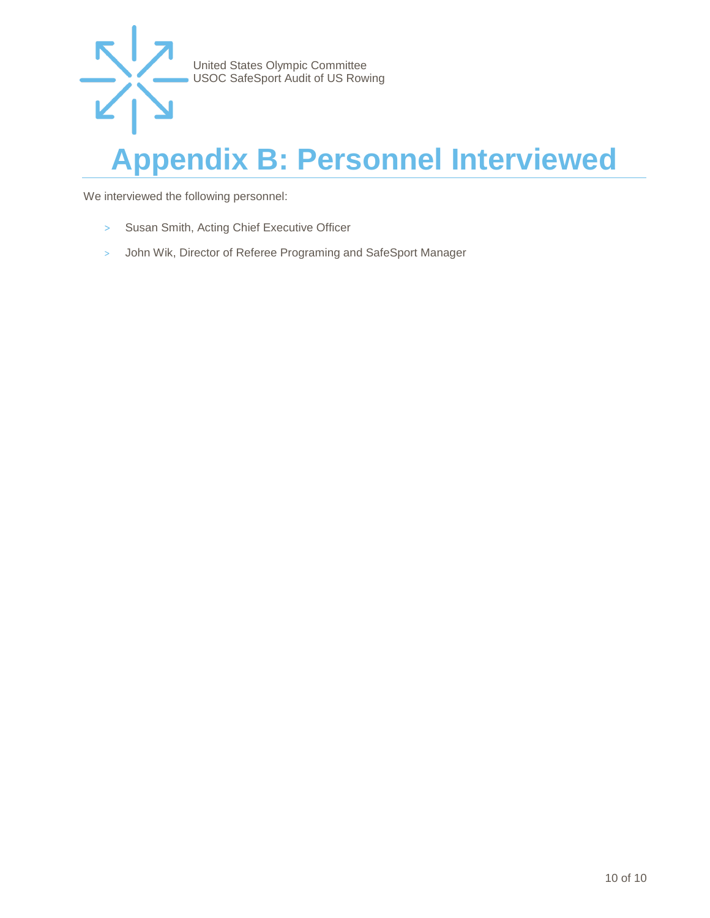# Appendix B: Personnel Interviewed

We interviewed the following personnel:

- Susan Smith, Acting Chief Executive Officer
- John Wik, Director of Referee Programing and SafeSport Manager